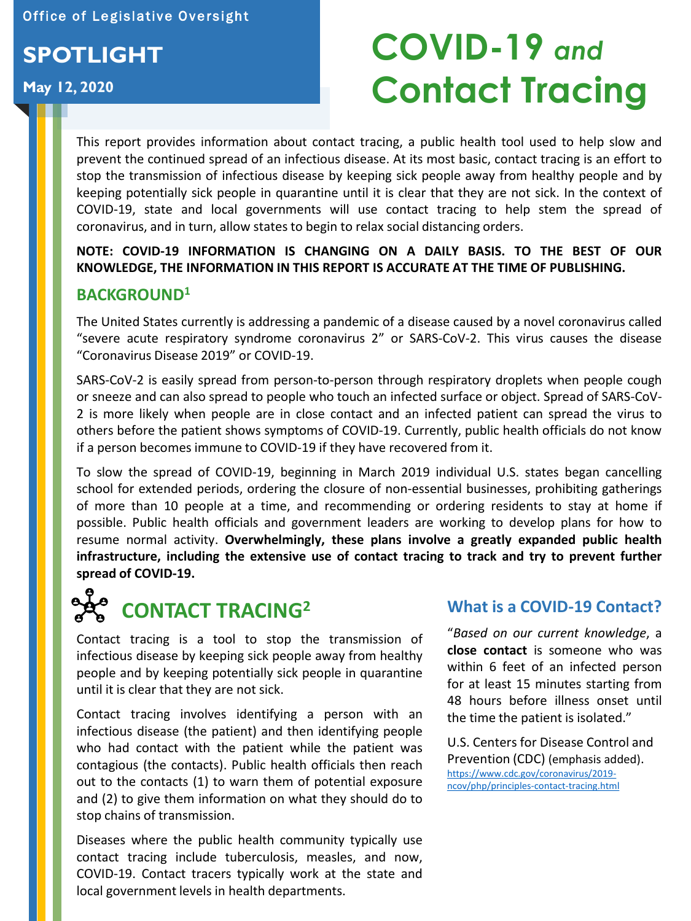Office of Legislative Oversight

**SPOTLIGHT**

**May 12, 2020**

# COVID-19 *and* Contact Tracing

This report provides information about contact tracing, a public health tool used to help slow and prevent the continued spread of an infectious disease. At its most basic, contact tracing is an effort to stop the transmission of infectious disease by keeping sick people away from healthy people and by keeping potentially sick people in quarantine until it is clear that they are not sick. In the context of COVID-19, state and local governments will use contact tracing to help stem the spread of coronavirus, and in turn, allow states to begin to relax social distancing orders.

**NOTE: COVID-19 INFORMATION IS CHANGING ON A DAILY BASIS. TO THE BEST OF OUR KNOWLEDGE, THE INFORMATION IN THIS REPORT IS ACCURATE AT THE TIME OF PUBLISHING.**

## BACKGROUND[1]

The United States currently is addressing a pandemic of a disease caused by a novel coronavirus called "severe acute respiratory syndrome coronavirus 2" or SARS-CoV-2. This virus causes the disease "Coronavirus Disease 2019" or COVID-19.

SARS-CoV-2 is easily spread from person-to-person through respiratory droplets when people cough or sneeze and can also spread to people who touch an infected surface or object. Spread of SARS-CoV-2 is more likely when people are in close contact and an infected patient can spread the virus to others before the patient shows symptoms of COVID-19. Currently, public health officials do not know if a person becomes immune to COVID-19 if they have recovered from it.

To slow the spread of COVID-19, beginning in March 2019 individual U.S. states began cancelling school for extended periods, ordering the closure of non-essential businesses, prohibiting gatherings of more than 10 people at a time, and recommending or ordering residents to stay at home if possible. Public health officials and government leaders are working to develop plans for how to resume normal activity. **Overwhelmingly, these plans involve a greatly expanded public health infrastructure, including the extensive use of contact tracing to track and try to prevent further spread of COVID-19.**

## CONTACT TRACING[2]

Contact tracing is a tool to stop the transmission of infectious disease by keeping sick people away from healthy people and by keeping potentially sick people in quarantine until it is clear that they are not sick.

Contact tracing involves identifying a person with an infectious disease (the patient) and then identifying people who had contact with the patient while the patient was contagious (the contacts). Public health officials then reach out to the contacts (1) to warn them of potential exposure and (2) to give them information on what they should do to stop chains of transmission.

Diseases where the public health community typically use contact tracing include tuberculosis, measles, and now, COVID-19. Contact tracers typically work at the state and local government levels in health departments.

### What is a COVID-19 Contact?

"*Based on our current knowledge*, a **close contact** is someone who was within 6 feet of an infected person for at least 15 minutes starting from 48 hours before illness onset until the time the patient is isolated."

U.S. Centers for Disease Control and Prevention (CDC) (emphasis added).
https://www.cdc.gov/coronavirus/2019-ncov/php/principles-contact-tracing.html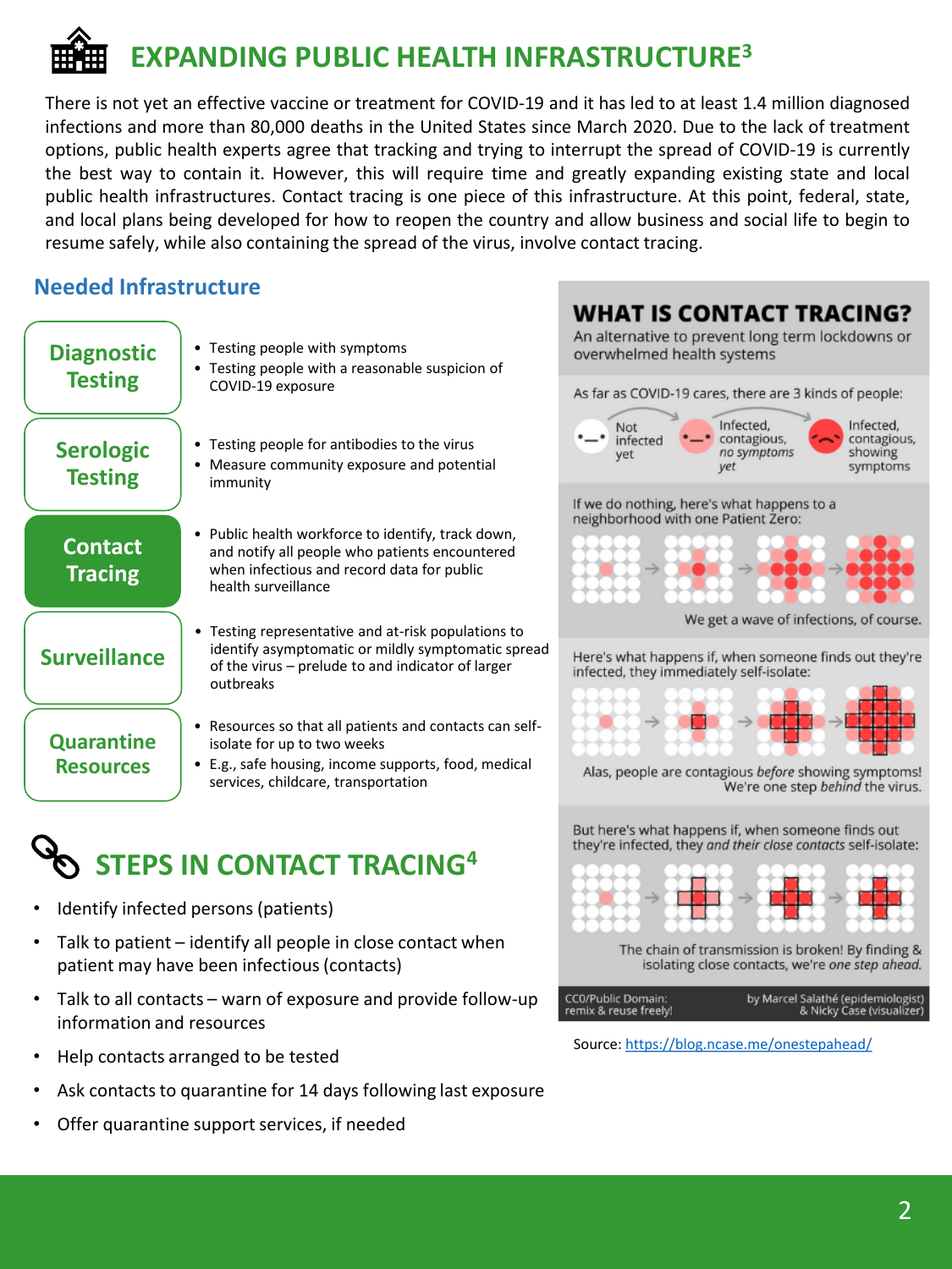# EXPANDING PUBLIC HEALTH INFRASTRUCTURE[3]

There is not yet an effective vaccine or treatment for COVID-19 and it has led to at least 1.4 million diagnosed infections and more than 80,000 deaths in the United States since March 2020. Due to the lack of treatment options, public health experts agree that tracking and trying to interrupt the spread of COVID-19 is currently the best way to contain it. However, this will require time and greatly expanding existing state and local public health infrastructures. Contact tracing is one piece of this infrastructure. At this point, federal, state, and local plans being developed for how to reopen the country and allow business and social life to begin to resume safely, while also containing the spread of the virus, involve contact tracing.

## Needed Infrastructure

**Diagnostic Testing**

- Testing people with symptoms
- Testing people with a reasonable suspicion of COVID-19 exposure

**Serologic Testing**

- Testing people for antibodies to the virus
- Measure community exposure and potential immunity

**Contact Tracing**

- Public health workforce to identify, track down, and notify all people who patients encountered when infectious and record data for public health surveillance

**Surveillance**

- Testing representative and at-risk populations to identify asymptomatic or mildly symptomatic spread of the virus – prelude to and indicator of larger outbreaks

**Quarantine Resources**

- Resources so that all patients and contacts can self-isolate for up to two weeks
- E.g., safe housing, income supports, food, medical services, childcare, transportation

## WHAT IS CONTACT TRACING?

An alternative to prevent long term lockdowns or overwhelmed health systems

As far as COVID-19 cares, there are 3 kinds of people:

Not infected yet → Infected, contagious, *no symptoms yet* → Infected, contagious, showing symptoms

If we do nothing, here's what happens to a neighborhood with one Patient Zero:

We get a wave of infections, of course.

Here's what happens if, when someone finds out they're infected, they immediately self-isolate:

Alas, people are contagious *before* showing symptoms! We're one step *behind* the virus.

But here's what happens if, when someone finds out they're infected, they *and their close contacts* self-isolate:

The chain of transmission is broken! By finding & isolating close contacts, we're *one step ahead.*

CC0/Public Domain: remix & reuse freely! — by Marcel Salathé (epidemiologist) & Nicky Case (visualizer)

Source: https://blog.ncase.me/onestepahead/

# STEPS IN CONTACT TRACING[4]

- Identify infected persons (patients)
- Talk to patient – identify all people in close contact when patient may have been infectious (contacts)
- Talk to all contacts – warn of exposure and provide follow-up information and resources
- Help contacts arranged to be tested
- Ask contacts to quarantine for 14 days following last exposure
- Offer quarantine support services, if needed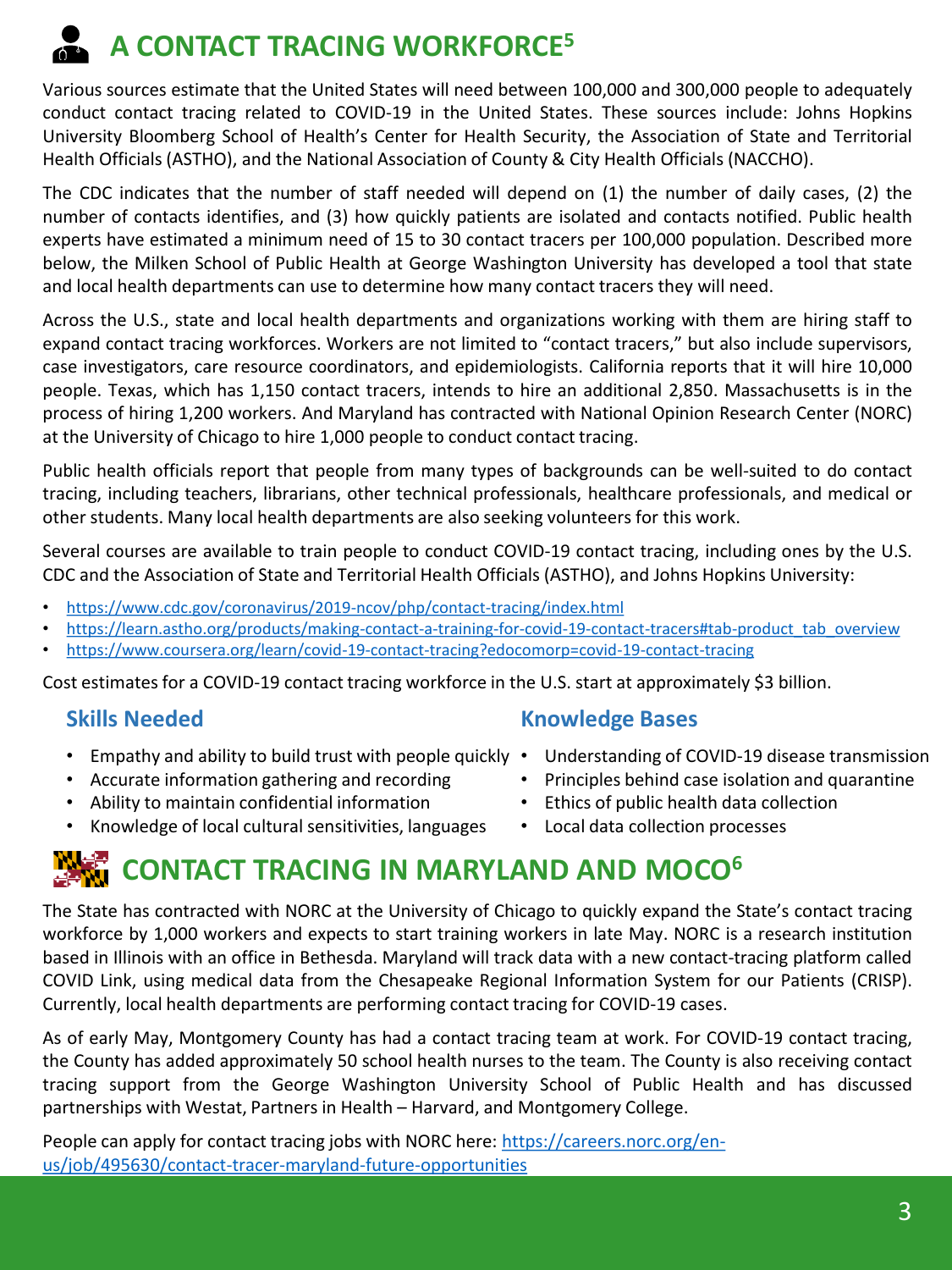## A CONTACT TRACING WORKFORCE[5]

Various sources estimate that the United States will need between 100,000 and 300,000 people to adequately conduct contact tracing related to COVID-19 in the United States. These sources include: Johns Hopkins University Bloomberg School of Health's Center for Health Security, the Association of State and Territorial Health Officials (ASTHO), and the National Association of County & City Health Officials (NACCHO).

The CDC indicates that the number of staff needed will depend on (1) the number of daily cases, (2) the number of contacts identifies, and (3) how quickly patients are isolated and contacts notified. Public health experts have estimated a minimum need of 15 to 30 contact tracers per 100,000 population. Described more below, the Milken School of Public Health at George Washington University has developed a tool that state and local health departments can use to determine how many contact tracers they will need.

Across the U.S., state and local health departments and organizations working with them are hiring staff to expand contact tracing workforces. Workers are not limited to "contact tracers," but also include supervisors, case investigators, care resource coordinators, and epidemiologists. California reports that it will hire 10,000 people. Texas, which has 1,150 contact tracers, intends to hire an additional 2,850. Massachusetts is in the process of hiring 1,200 workers. And Maryland has contracted with National Opinion Research Center (NORC) at the University of Chicago to hire 1,000 people to conduct contact tracing.

Public health officials report that people from many types of backgrounds can be well-suited to do contact tracing, including teachers, librarians, other technical professionals, healthcare professionals, and medical or other students. Many local health departments are also seeking volunteers for this work.

Several courses are available to train people to conduct COVID-19 contact tracing, including ones by the U.S. CDC and the Association of State and Territorial Health Officials (ASTHO), and Johns Hopkins University:

- https://www.cdc.gov/coronavirus/2019-ncov/php/contact-tracing/index.html
- https://learn.astho.org/products/making-contact-a-training-for-covid-19-contact-tracers#tab-product_tab_overview
- https://www.coursera.org/learn/covid-19-contact-tracing?edocomorp=covid-19-contact-tracing

Cost estimates for a COVID-19 contact tracing workforce in the U.S. start at approximately $3 billion.

### Skills Needed

- Empathy and ability to build trust with people quickly
- Accurate information gathering and recording
- Ability to maintain confidential information
- Knowledge of local cultural sensitivities, languages

### Knowledge Bases

- Understanding of COVID-19 disease transmission
- Principles behind case isolation and quarantine
- Ethics of public health data collection
- Local data collection processes

## CONTACT TRACING IN MARYLAND AND MOCO[6]

The State has contracted with NORC at the University of Chicago to quickly expand the State's contact tracing workforce by 1,000 workers and expects to start training workers in late May. NORC is a research institution based in Illinois with an office in Bethesda. Maryland will track data with a new contact-tracing platform called COVID Link, using medical data from the Chesapeake Regional Information System for our Patients (CRISP). Currently, local health departments are performing contact tracing for COVID-19 cases.

As of early May, Montgomery County has had a contact tracing team at work. For COVID-19 contact tracing, the County has added approximately 50 school health nurses to the team. The County is also receiving contact tracing support from the George Washington University School of Public Health and has discussed partnerships with Westat, Partners in Health – Harvard, and Montgomery College.

People can apply for contact tracing jobs with NORC here: https://careers.norc.org/en-us/job/495630/contact-tracer-maryland-future-opportunities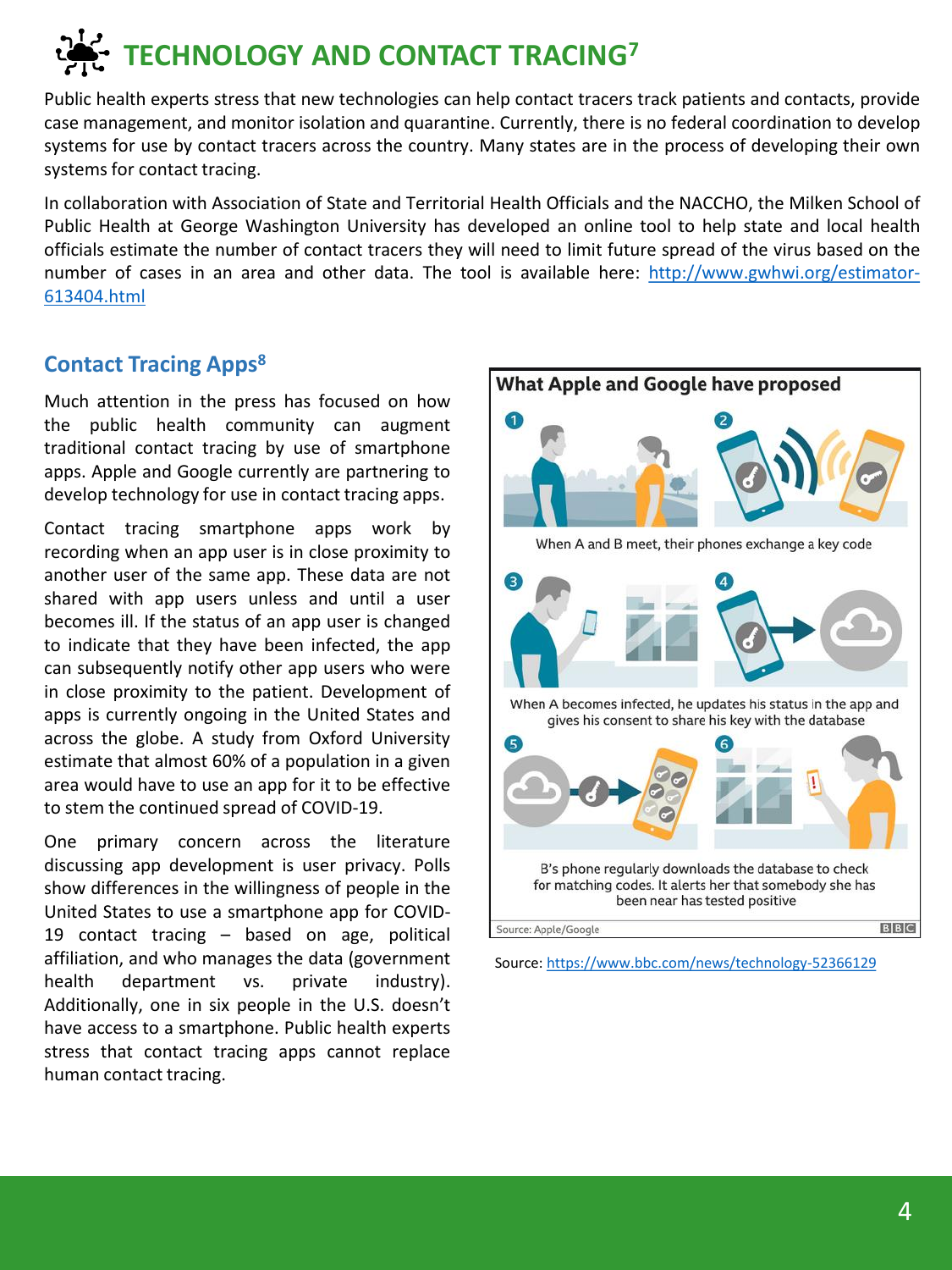# TECHNOLOGY AND CONTACT TRACING[7]

Public health experts stress that new technologies can help contact tracers track patients and contacts, provide case management, and monitor isolation and quarantine. Currently, there is no federal coordination to develop systems for use by contact tracers across the country. Many states are in the process of developing their own systems for contact tracing.

In collaboration with Association of State and Territorial Health Officials and the NACCHO, the Milken School of Public Health at George Washington University has developed an online tool to help state and local health officials estimate the number of contact tracers they will need to limit future spread of the virus based on the number of cases in an area and other data. The tool is available here: http://www.gwhwi.org/estimator-613404.html

## Contact Tracing Apps[8]

Much attention in the press has focused on how the public health community can augment traditional contact tracing by use of smartphone apps. Apple and Google currently are partnering to develop technology for use in contact tracing apps.

Contact tracing smartphone apps work by recording when an app user is in close proximity to another user of the same app. These data are not shared with app users unless and until a user becomes ill. If the status of an app user is changed to indicate that they have been infected, the app can subsequently notify other app users who were in close proximity to the patient. Development of apps is currently ongoing in the United States and across the globe. A study from Oxford University estimate that almost 60% of a population in a given area would have to use an app for it to be effective to stem the continued spread of COVID-19.

One primary concern across the literature discussing app development is user privacy. Polls show differences in the willingness of people in the United States to use a smartphone app for COVID-19 contact tracing – based on age, political affiliation, and who manages the data (government health department vs. private industry). Additionally, one in six people in the U.S. doesn't have access to a smartphone. Public health experts stress that contact tracing apps cannot replace human contact tracing.

**What Apple and Google have proposed**

1, 2: When A and B meet, their phones exchange a key code

3, 4: When A becomes infected, he updates his status in the app and gives his consent to share his key with the database

5, 6: B's phone regularly downloads the database to check for matching codes. It alerts her that somebody she has been near has tested positive

Source: Apple/Google BBC

Source: https://www.bbc.com/news/technology-52366129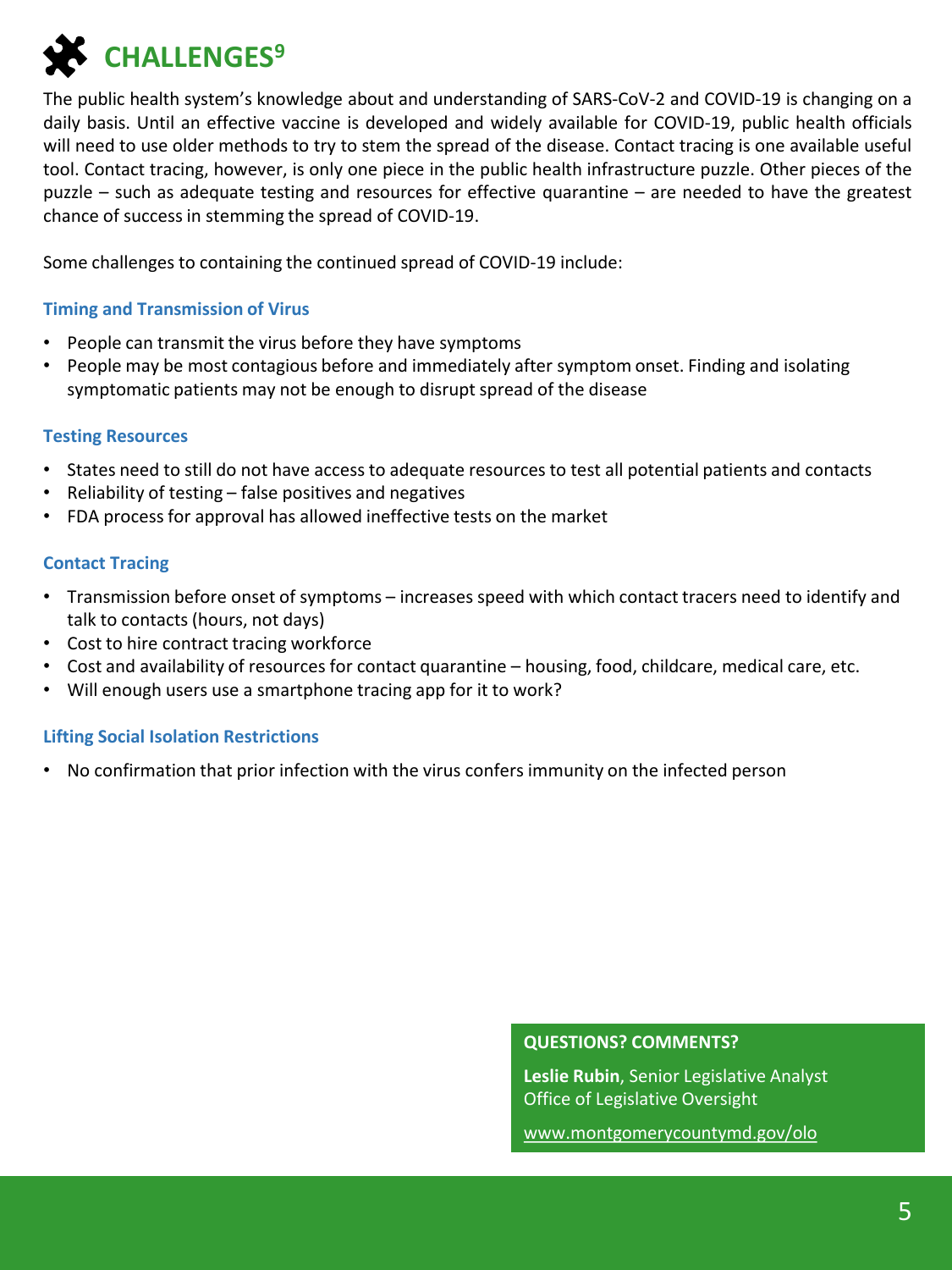# CHALLENGES[9]

The public health system's knowledge about and understanding of SARS-CoV-2 and COVID-19 is changing on a daily basis. Until an effective vaccine is developed and widely available for COVID-19, public health officials will need to use older methods to try to stem the spread of the disease. Contact tracing is one available useful tool. Contact tracing, however, is only one piece in the public health infrastructure puzzle. Other pieces of the puzzle – such as adequate testing and resources for effective quarantine – are needed to have the greatest chance of success in stemming the spread of COVID-19.

Some challenges to containing the continued spread of COVID-19 include:

### Timing and Transmission of Virus

- People can transmit the virus before they have symptoms
- People may be most contagious before and immediately after symptom onset. Finding and isolating symptomatic patients may not be enough to disrupt spread of the disease

### Testing Resources

- States need to still do not have access to adequate resources to test all potential patients and contacts
- Reliability of testing – false positives and negatives
- FDA process for approval has allowed ineffective tests on the market

### Contact Tracing

- Transmission before onset of symptoms – increases speed with which contact tracers need to identify and talk to contacts (hours, not days)
- Cost to hire contract tracing workforce
- Cost and availability of resources for contact quarantine – housing, food, childcare, medical care, etc.
- Will enough users use a smartphone tracing app for it to work?

### Lifting Social Isolation Restrictions

- No confirmation that prior infection with the virus confers immunity on the infected person

**QUESTIONS? COMMENTS?**

**Leslie Rubin**, Senior Legislative Analyst
Office of Legislative Oversight

www.montgomerycountymd.gov/olo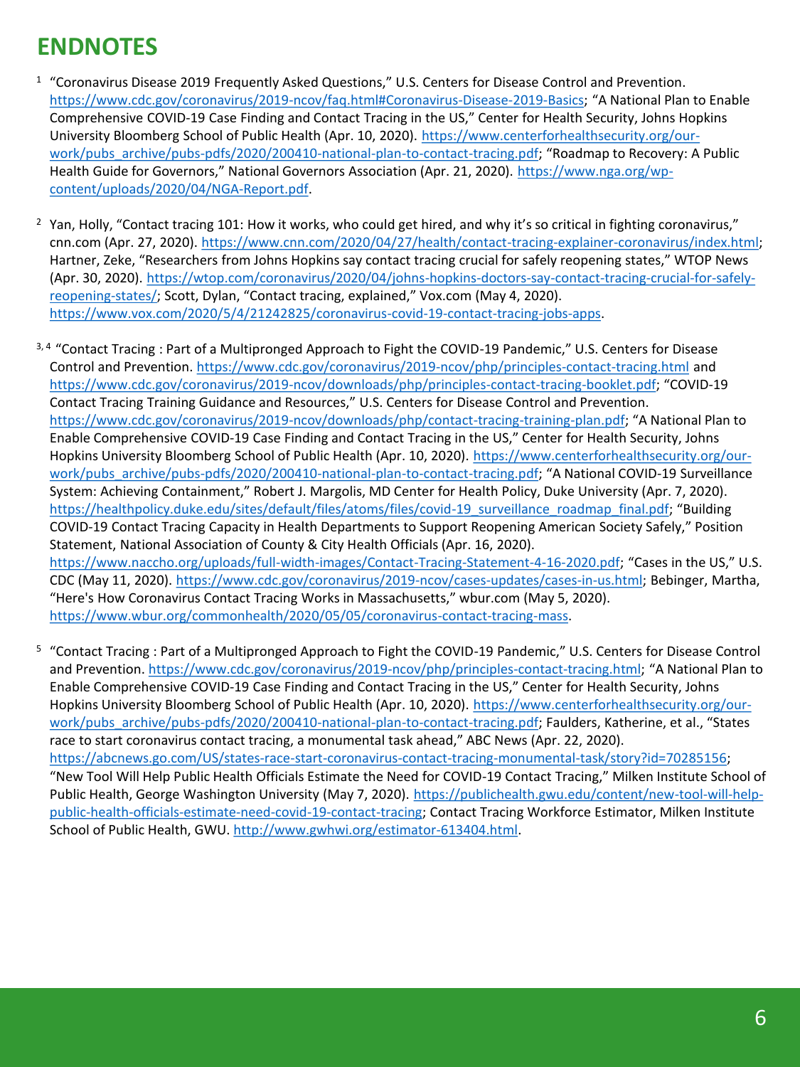# ENDNOTES

[1] "Coronavirus Disease 2019 Frequently Asked Questions," U.S. Centers for Disease Control and Prevention. https://www.cdc.gov/coronavirus/2019-ncov/faq.html#Coronavirus-Disease-2019-Basics; "A National Plan to Enable Comprehensive COVID-19 Case Finding and Contact Tracing in the US," Center for Health Security, Johns Hopkins University Bloomberg School of Public Health (Apr. 10, 2020). https://www.centerforhealthsecurity.org/our-work/pubs_archive/pubs-pdfs/2020/200410-national-plan-to-contact-tracing.pdf; "Roadmap to Recovery: A Public Health Guide for Governors," National Governors Association (Apr. 21, 2020). https://www.nga.org/wp-content/uploads/2020/04/NGA-Report.pdf.

[2] Yan, Holly, "Contact tracing 101: How it works, who could get hired, and why it's so critical in fighting coronavirus," cnn.com (Apr. 27, 2020). https://www.cnn.com/2020/04/27/health/contact-tracing-explainer-coronavirus/index.html; Hartner, Zeke, "Researchers from Johns Hopkins say contact tracing crucial for safely reopening states," WTOP News (Apr. 30, 2020). https://wtop.com/coronavirus/2020/04/johns-hopkins-doctors-say-contact-tracing-crucial-for-safely-reopening-states/; Scott, Dylan, "Contact tracing, explained," Vox.com (May 4, 2020). https://www.vox.com/2020/5/4/21242825/coronavirus-covid-19-contact-tracing-jobs-apps.

[3, 4] "Contact Tracing : Part of a Multipronged Approach to Fight the COVID-19 Pandemic," U.S. Centers for Disease Control and Prevention. https://www.cdc.gov/coronavirus/2019-ncov/php/principles-contact-tracing.html and https://www.cdc.gov/coronavirus/2019-ncov/downloads/php/principles-contact-tracing-booklet.pdf; "COVID-19 Contact Tracing Training Guidance and Resources," U.S. Centers for Disease Control and Prevention. https://www.cdc.gov/coronavirus/2019-ncov/downloads/php/contact-tracing-training-plan.pdf; "A National Plan to Enable Comprehensive COVID-19 Case Finding and Contact Tracing in the US," Center for Health Security, Johns Hopkins University Bloomberg School of Public Health (Apr. 10, 2020). https://www.centerforhealthsecurity.org/our-work/pubs_archive/pubs-pdfs/2020/200410-national-plan-to-contact-tracing.pdf; "A National COVID-19 Surveillance System: Achieving Containment," Robert J. Margolis, MD Center for Health Policy, Duke University (Apr. 7, 2020). https://healthpolicy.duke.edu/sites/default/files/atoms/files/covid-19_surveillance_roadmap_final.pdf; "Building COVID-19 Contact Tracing Capacity in Health Departments to Support Reopening American Society Safely," Position Statement, National Association of County & City Health Officials (Apr. 16, 2020). https://www.naccho.org/uploads/full-width-images/Contact-Tracing-Statement-4-16-2020.pdf; "Cases in the US," U.S. CDC (May 11, 2020). https://www.cdc.gov/coronavirus/2019-ncov/cases-updates/cases-in-us.html; Bebinger, Martha, "Here's How Coronavirus Contact Tracing Works in Massachusetts," wbur.com (May 5, 2020). https://www.wbur.org/commonhealth/2020/05/05/coronavirus-contact-tracing-mass.

[5] "Contact Tracing : Part of a Multipronged Approach to Fight the COVID-19 Pandemic," U.S. Centers for Disease Control and Prevention. https://www.cdc.gov/coronavirus/2019-ncov/php/principles-contact-tracing.html; "A National Plan to Enable Comprehensive COVID-19 Case Finding and Contact Tracing in the US," Center for Health Security, Johns Hopkins University Bloomberg School of Public Health (Apr. 10, 2020). https://www.centerforhealthsecurity.org/our-work/pubs_archive/pubs-pdfs/2020/200410-national-plan-to-contact-tracing.pdf; Faulders, Katherine, et al., "States race to start coronavirus contact tracing, a monumental task ahead," ABC News (Apr. 22, 2020). https://abcnews.go.com/US/states-race-start-coronavirus-contact-tracing-monumental-task/story?id=70285156; "New Tool Will Help Public Health Officials Estimate the Need for COVID-19 Contact Tracing," Milken Institute School of Public Health, George Washington University (May 7, 2020). https://publichealth.gwu.edu/content/new-tool-will-help-public-health-officials-estimate-need-covid-19-contact-tracing; Contact Tracing Workforce Estimator, Milken Institute School of Public Health, GWU. http://www.gwhwi.org/estimator-613404.html.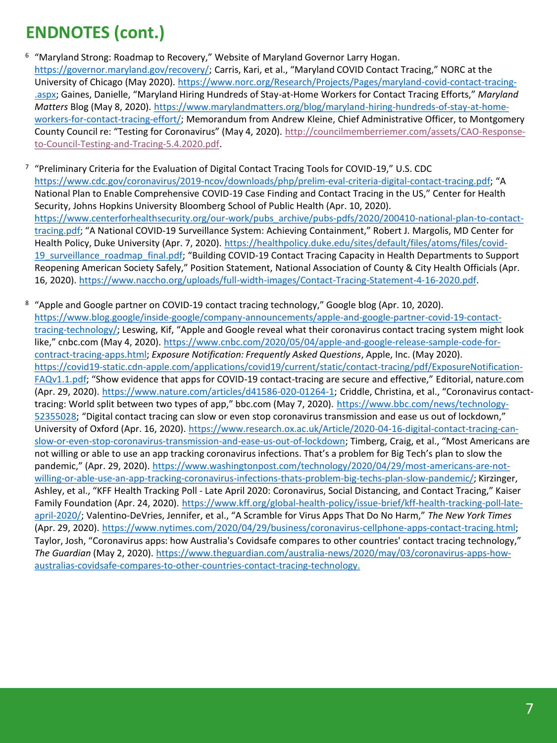## ENDNOTES (cont.)

[6] "Maryland Strong: Roadmap to Recovery," Website of Maryland Governor Larry Hogan. https://governor.maryland.gov/recovery/; Carris, Kari, et al., "Maryland COVID Contact Tracing," NORC at the University of Chicago (May 2020). https://www.norc.org/Research/Projects/Pages/maryland-covid-contact-tracing-.aspx; Gaines, Danielle, "Maryland Hiring Hundreds of Stay-at-Home Workers for Contact Tracing Efforts," *Maryland Matters* Blog (May 8, 2020). https://www.marylandmatters.org/blog/maryland-hiring-hundreds-of-stay-at-home-workers-for-contact-tracing-effort/; Memorandum from Andrew Kleine, Chief Administrative Officer, to Montgomery County Council re: "Testing for Coronavirus" (May 4, 2020). http://councilmemberriemer.com/assets/CAO-Response-to-Council-Testing-and-Tracing-5.4.2020.pdf.

[7] "Preliminary Criteria for the Evaluation of Digital Contact Tracing Tools for COVID-19," U.S. CDC https://www.cdc.gov/coronavirus/2019-ncov/downloads/php/prelim-eval-criteria-digital-contact-tracing.pdf; "A National Plan to Enable Comprehensive COVID-19 Case Finding and Contact Tracing in the US," Center for Health Security, Johns Hopkins University Bloomberg School of Public Health (Apr. 10, 2020). https://www.centerforhealthsecurity.org/our-work/pubs_archive/pubs-pdfs/2020/200410-national-plan-to-contact-tracing.pdf; "A National COVID-19 Surveillance System: Achieving Containment," Robert J. Margolis, MD Center for Health Policy, Duke University (Apr. 7, 2020). https://healthpolicy.duke.edu/sites/default/files/atoms/files/covid-19_surveillance_roadmap_final.pdf; "Building COVID-19 Contact Tracing Capacity in Health Departments to Support Reopening American Society Safely," Position Statement, National Association of County & City Health Officials (Apr. 16, 2020). https://www.naccho.org/uploads/full-width-images/Contact-Tracing-Statement-4-16-2020.pdf.

[8] "Apple and Google partner on COVID-19 contact tracing technology," Google blog (Apr. 10, 2020). https://www.blog.google/inside-google/company-announcements/apple-and-google-partner-covid-19-contact-tracing-technology/; Leswing, Kif, "Apple and Google reveal what their coronavirus contact tracing system might look like," cnbc.com (May 4, 2020). https://www.cnbc.com/2020/05/04/apple-and-google-release-sample-code-for-contract-tracing-apps.html; *Exposure Notification: Frequently Asked Questions*, Apple, Inc. (May 2020). https://covid19-static.cdn-apple.com/applications/covid19/current/static/contact-tracing/pdf/ExposureNotification-FAQv1.1.pdf; "Show evidence that apps for COVID-19 contact-tracing are secure and effective," Editorial, nature.com (Apr. 29, 2020). https://www.nature.com/articles/d41586-020-01264-1; Criddle, Christina, et al., "Coronavirus contact-tracing: World split between two types of app," bbc.com (May 7, 2020). https://www.bbc.com/news/technology-52355028; "Digital contact tracing can slow or even stop coronavirus transmission and ease us out of lockdown," University of Oxford (Apr. 16, 2020). https://www.research.ox.ac.uk/Article/2020-04-16-digital-contact-tracing-can-slow-or-even-stop-coronavirus-transmission-and-ease-us-out-of-lockdown; Timberg, Craig, et al., "Most Americans are not willing or able to use an app tracking coronavirus infections. That's a problem for Big Tech's plan to slow the pandemic," (Apr. 29, 2020). https://www.washingtonpost.com/technology/2020/04/29/most-americans-are-not-willing-or-able-use-an-app-tracking-coronavirus-infections-thats-problem-big-techs-plan-slow-pandemic/; Kirzinger, Ashley, et al., "KFF Health Tracking Poll - Late April 2020: Coronavirus, Social Distancing, and Contact Tracing," Kaiser Family Foundation (Apr. 24, 2020). https://www.kff.org/global-health-policy/issue-brief/kff-health-tracking-poll-late-april-2020/; Valentino-DeVries, Jennifer, et al., "A Scramble for Virus Apps That Do No Harm," *The New York Times* (Apr. 29, 2020). https://www.nytimes.com/2020/04/29/business/coronavirus-cellphone-apps-contact-tracing.html; Taylor, Josh, "Coronavirus apps: how Australia's Covidsafe compares to other countries' contact tracing technology," *The Guardian* (May 2, 2020). https://www.theguardian.com/australia-news/2020/may/03/coronavirus-apps-how-australias-covidsafe-compares-to-other-countries-contact-tracing-technology.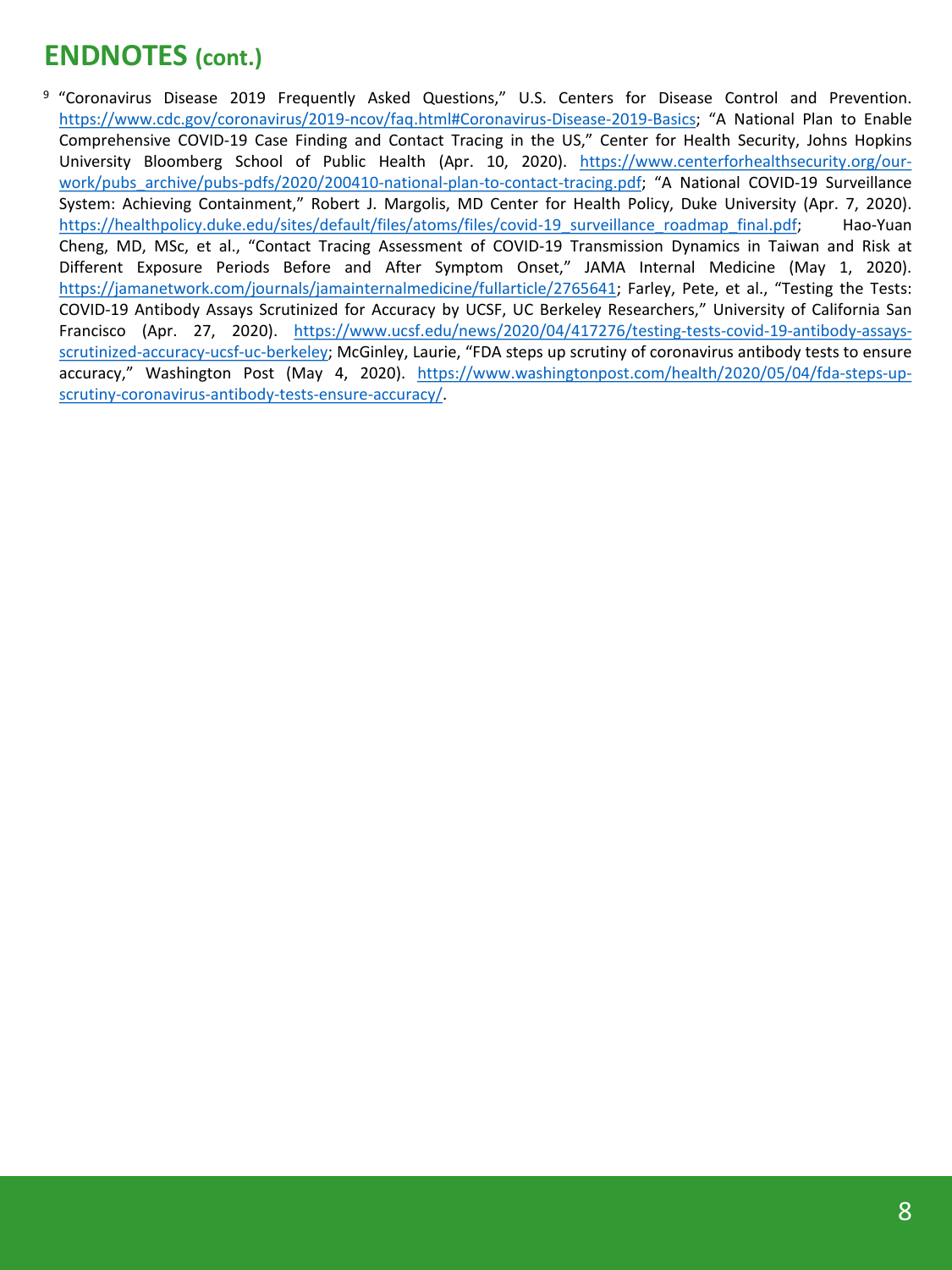## ENDNOTES (cont.)

[9] "Coronavirus Disease 2019 Frequently Asked Questions," U.S. Centers for Disease Control and Prevention. https://www.cdc.gov/coronavirus/2019-ncov/faq.html#Coronavirus-Disease-2019-Basics; "A National Plan to Enable Comprehensive COVID-19 Case Finding and Contact Tracing in the US," Center for Health Security, Johns Hopkins University Bloomberg School of Public Health (Apr. 10, 2020). https://www.centerforhealthsecurity.org/our-work/pubs_archive/pubs-pdfs/2020/200410-national-plan-to-contact-tracing.pdf; "A National COVID-19 Surveillance System: Achieving Containment," Robert J. Margolis, MD Center for Health Policy, Duke University (Apr. 7, 2020). https://healthpolicy.duke.edu/sites/default/files/atoms/files/covid-19_surveillance_roadmap_final.pdf; Hao-Yuan Cheng, MD, MSc, et al., "Contact Tracing Assessment of COVID-19 Transmission Dynamics in Taiwan and Risk at Different Exposure Periods Before and After Symptom Onset," JAMA Internal Medicine (May 1, 2020). https://jamanetwork.com/journals/jamainternalmedicine/fullarticle/2765641; Farley, Pete, et al., "Testing the Tests: COVID-19 Antibody Assays Scrutinized for Accuracy by UCSF, UC Berkeley Researchers," University of California San Francisco (Apr. 27, 2020). https://www.ucsf.edu/news/2020/04/417276/testing-tests-covid-19-antibody-assays-scrutinized-accuracy-ucsf-uc-berkeley; McGinley, Laurie, "FDA steps up scrutiny of coronavirus antibody tests to ensure accuracy," Washington Post (May 4, 2020). https://www.washingtonpost.com/health/2020/05/04/fda-steps-up-scrutiny-coronavirus-antibody-tests-ensure-accuracy/.